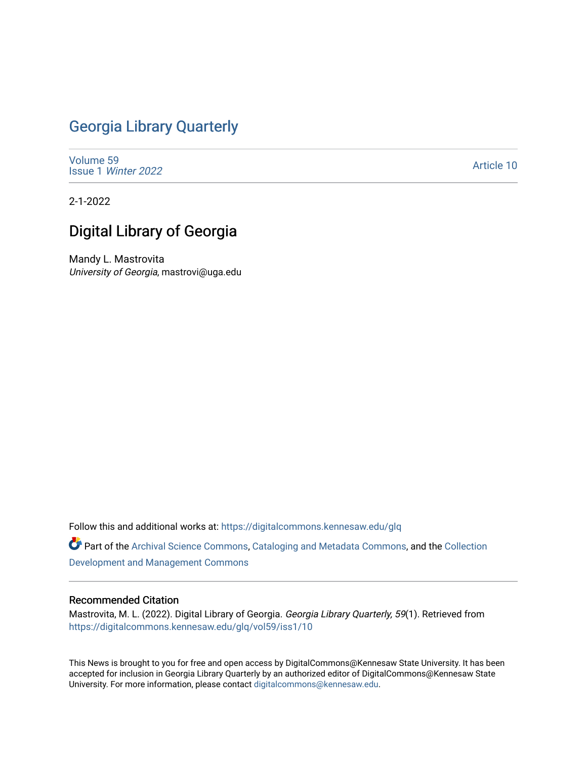# Georgia Library Quarterly

Volume 59
Issue 1 *Winter 2022*

Article 10

2-1-2022

## Digital Library of Georgia

Mandy L. Mastrovita
*University of Georgia*, mastrovi@uga.edu

Follow this and additional works at: https://digitalcommons.kennesaw.edu/glq

Part of the Archival Science Commons, Cataloging and Metadata Commons, and the Collection Development and Management Commons

### Recommended Citation

Mastrovita, M. L. (2022). Digital Library of Georgia. *Georgia Library Quarterly, 59*(1). Retrieved from https://digitalcommons.kennesaw.edu/glq/vol59/iss1/10

This News is brought to you for free and open access by DigitalCommons@Kennesaw State University. It has been accepted for inclusion in Georgia Library Quarterly by an authorized editor of DigitalCommons@Kennesaw State University. For more information, please contact digitalcommons@kennesaw.edu.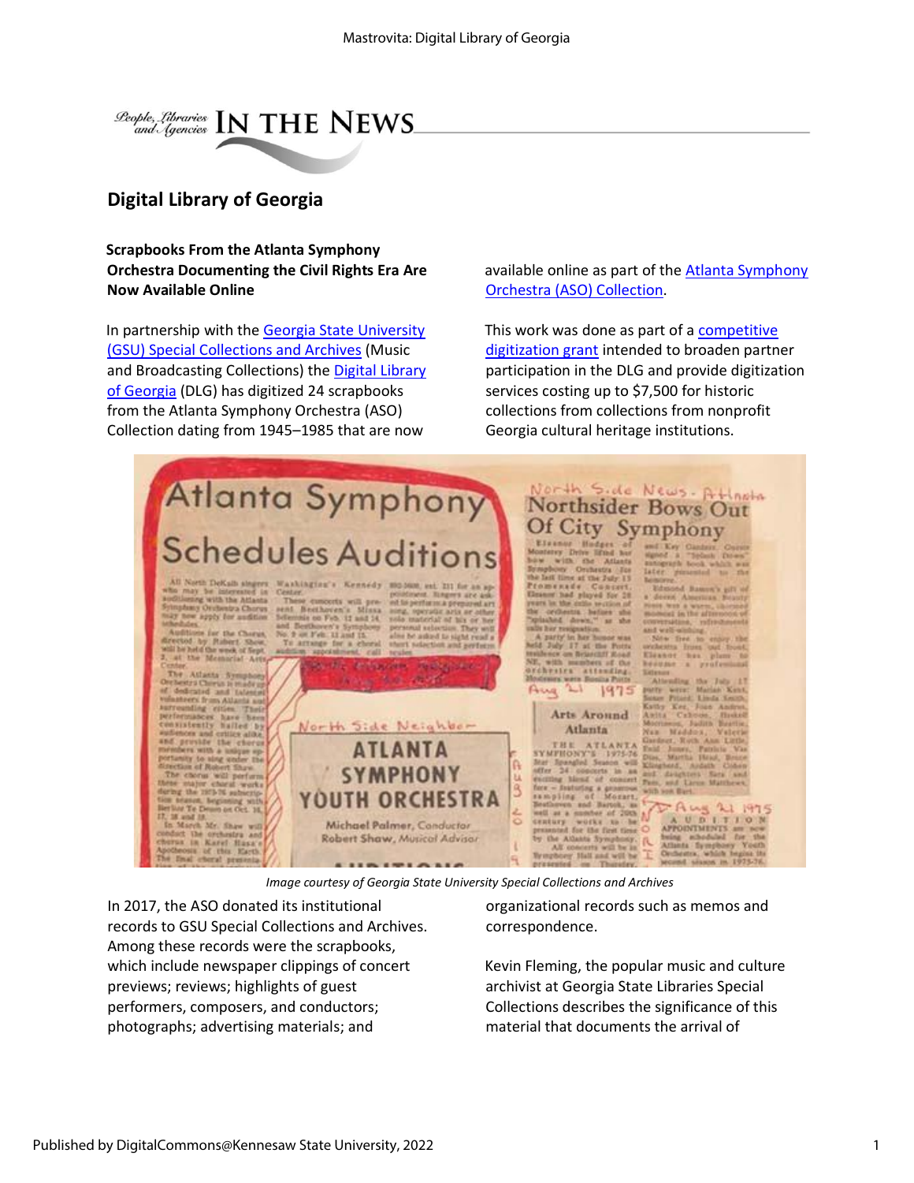# Digital Library of Georgia

**Scrapbooks From the Atlanta Symphony Orchestra Documenting the Civil Rights Era Are Now Available Online**

In partnership with the Georgia State University (GSU) Special Collections and Archives (Music and Broadcasting Collections) the Digital Library of Georgia (DLG) has digitized 24 scrapbooks from the Atlanta Symphony Orchestra (ASO) Collection dating from 1945–1985 that are now available online as part of the Atlanta Symphony Orchestra (ASO) Collection.

This work was done as part of a competitive digitization grant intended to broaden partner participation in the DLG and provide digitization services costing up to $7,500 for historic collections from collections from nonprofit Georgia cultural heritage institutions.

*Image courtesy of Georgia State University Special Collections and Archives*

In 2017, the ASO donated its institutional records to GSU Special Collections and Archives. Among these records were the scrapbooks, which include newspaper clippings of concert previews; reviews; highlights of guest performers, composers, and conductors; photographs; advertising materials; and organizational records such as memos and correspondence.

Kevin Fleming, the popular music and culture archivist at Georgia State Libraries Special Collections describes the significance of this material that documents the arrival of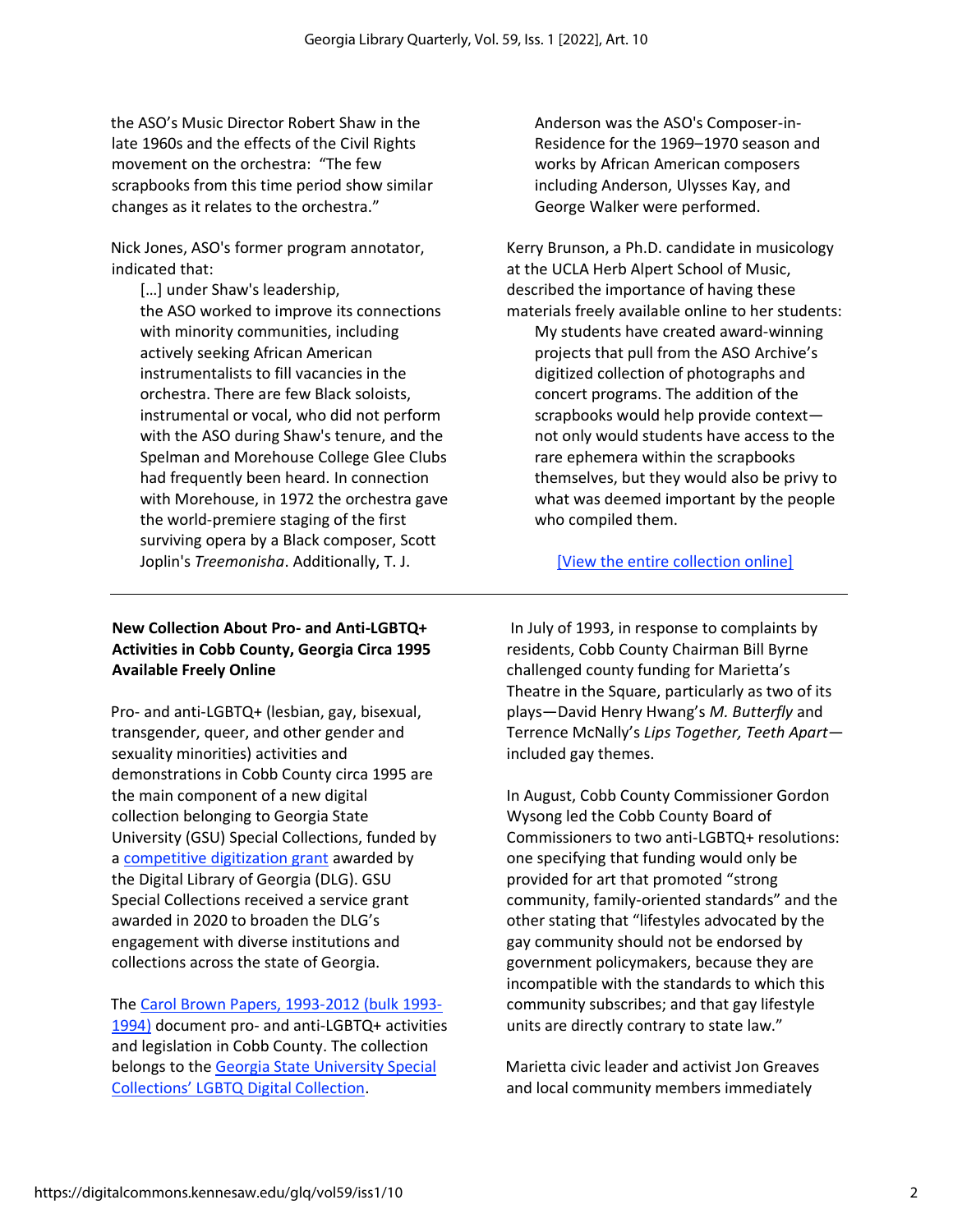the ASO's Music Director Robert Shaw in the late 1960s and the effects of the Civil Rights movement on the orchestra: "The few scrapbooks from this time period show similar changes as it relates to the orchestra."

Nick Jones, ASO's former program annotator, indicated that:

> […] under Shaw's leadership, the ASO worked to improve its connections with minority communities, including actively seeking African American instrumentalists to fill vacancies in the orchestra. There are few Black soloists, instrumental or vocal, who did not perform with the ASO during Shaw's tenure, and the Spelman and Morehouse College Glee Clubs had frequently been heard. In connection with Morehouse, in 1972 the orchestra gave the world-premiere staging of the first surviving opera by a Black composer, Scott Joplin's *Treemonisha*. Additionally, T. J. Anderson was the ASO's Composer-in-Residence for the 1969–1970 season and works by African American composers including Anderson, Ulysses Kay, and George Walker were performed.

Kerry Brunson, a Ph.D. candidate in musicology at the UCLA Herb Alpert School of Music, described the importance of having these materials freely available online to her students:

> My students have created award-winning projects that pull from the ASO Archive's digitized collection of photographs and concert programs. The addition of the scrapbooks would help provide context—not only would students have access to the rare ephemera within the scrapbooks themselves, but they would also be privy to what was deemed important by the people who compiled them.

[View the entire collection online]

---

**New Collection About Pro- and Anti-LGBTQ+ Activities in Cobb County, Georgia Circa 1995 Available Freely Online**

Pro- and anti-LGBTQ+ (lesbian, gay, bisexual, transgender, queer, and other gender and sexuality minorities) activities and demonstrations in Cobb County circa 1995 are the main component of a new digital collection belonging to Georgia State University (GSU) Special Collections, funded by a competitive digitization grant awarded by the Digital Library of Georgia (DLG). GSU Special Collections received a service grant awarded in 2020 to broaden the DLG's engagement with diverse institutions and collections across the state of Georgia.

The Carol Brown Papers, 1993-2012 (bulk 1993-1994) document pro- and anti-LGBTQ+ activities and legislation in Cobb County. The collection belongs to the Georgia State University Special Collections' LGBTQ Digital Collection.

In July of 1993, in response to complaints by residents, Cobb County Chairman Bill Byrne challenged county funding for Marietta's Theatre in the Square, particularly as two of its plays—David Henry Hwang's *M. Butterfly* and Terrence McNally's *Lips Together, Teeth Apart*—included gay themes.

In August, Cobb County Commissioner Gordon Wysong led the Cobb County Board of Commissioners to two anti-LGBTQ+ resolutions: one specifying that funding would only be provided for art that promoted "strong community, family-oriented standards" and the other stating that "lifestyles advocated by the gay community should not be endorsed by government policymakers, because they are incompatible with the standards to which this community subscribes; and that gay lifestyle units are directly contrary to state law."

Marietta civic leader and activist Jon Greaves and local community members immediately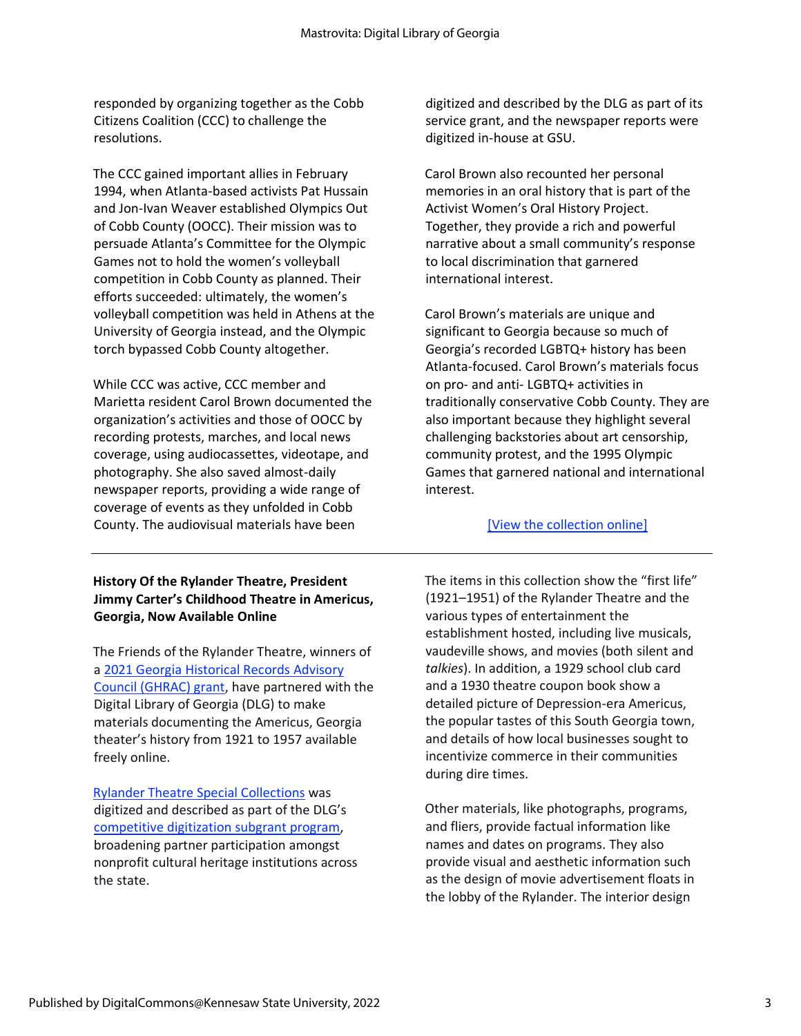responded by organizing together as the Cobb Citizens Coalition (CCC) to challenge the resolutions.

The CCC gained important allies in February 1994, when Atlanta-based activists Pat Hussain and Jon-Ivan Weaver established Olympics Out of Cobb County (OOCC). Their mission was to persuade Atlanta's Committee for the Olympic Games not to hold the women's volleyball competition in Cobb County as planned. Their efforts succeeded: ultimately, the women's volleyball competition was held in Athens at the University of Georgia instead, and the Olympic torch bypassed Cobb County altogether.

While CCC was active, CCC member and Marietta resident Carol Brown documented the organization's activities and those of OOCC by recording protests, marches, and local news coverage, using audiocassettes, videotape, and photography. She also saved almost-daily newspaper reports, providing a wide range of coverage of events as they unfolded in Cobb County. The audiovisual materials have been digitized and described by the DLG as part of its service grant, and the newspaper reports were digitized in-house at GSU.

Carol Brown also recounted her personal memories in an oral history that is part of the Activist Women's Oral History Project. Together, they provide a rich and powerful narrative about a small community's response to local discrimination that garnered international interest.

Carol Brown's materials are unique and significant to Georgia because so much of Georgia's recorded LGBTQ+ history has been Atlanta-focused. Carol Brown's materials focus on pro- and anti- LGBTQ+ activities in traditionally conservative Cobb County. They are also important because they highlight several challenging backstories about art censorship, community protest, and the 1995 Olympic Games that garnered national and international interest.

[View the collection online]

---

**History Of the Rylander Theatre, President Jimmy Carter's Childhood Theatre in Americus, Georgia, Now Available Online**

The Friends of the Rylander Theatre, winners of a 2021 Georgia Historical Records Advisory Council (GHRAC) grant, have partnered with the Digital Library of Georgia (DLG) to make materials documenting the Americus, Georgia theater's history from 1921 to 1957 available freely online.

Rylander Theatre Special Collections was digitized and described as part of the DLG's competitive digitization subgrant program, broadening partner participation amongst nonprofit cultural heritage institutions across the state.

The items in this collection show the "first life" (1921–1951) of the Rylander Theatre and the various types of entertainment the establishment hosted, including live musicals, vaudeville shows, and movies (both silent and *talkies*). In addition, a 1929 school club card and a 1930 theatre coupon book show a detailed picture of Depression-era Americus, the popular tastes of this South Georgia town, and details of how local businesses sought to incentivize commerce in their communities during dire times.

Other materials, like photographs, programs, and fliers, provide factual information like names and dates on programs. They also provide visual and aesthetic information such as the design of movie advertisement floats in the lobby of the Rylander. The interior design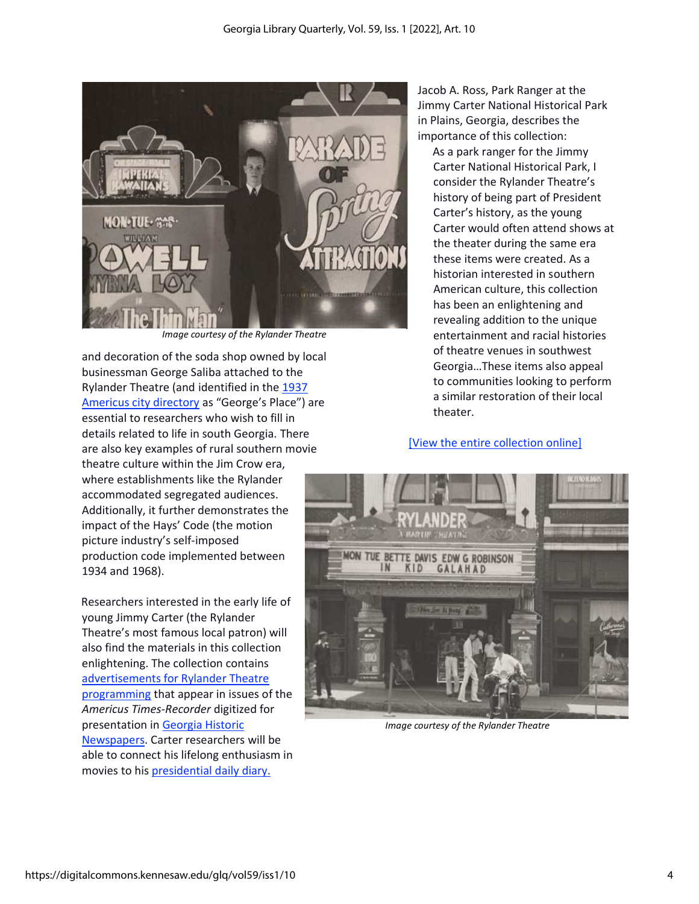Image courtesy of the Rylander Theatre

and decoration of the soda shop owned by local businessman George Saliba attached to the Rylander Theatre (and identified in the 1937 Americus city directory as "George's Place") are essential to researchers who wish to fill in details related to life in south Georgia. There are also key examples of rural southern movie theatre culture within the Jim Crow era, where establishments like the Rylander accommodated segregated audiences. Additionally, it further demonstrates the impact of the Hays' Code (the motion picture industry's self-imposed production code implemented between 1934 and 1968).

Researchers interested in the early life of young Jimmy Carter (the Rylander Theatre's most famous local patron) will also find the materials in this collection enlightening. The collection contains advertisements for Rylander Theatre programming that appear in issues of the *Americus Times-Recorder* digitized for presentation in Georgia Historic Newspapers. Carter researchers will be able to connect his lifelong enthusiasm in movies to his presidential daily diary.

Jacob A. Ross, Park Ranger at the Jimmy Carter National Historical Park in Plains, Georgia, describes the importance of this collection:

> As a park ranger for the Jimmy Carter National Historical Park, I consider the Rylander Theatre's history of being part of President Carter's history, as the young Carter would often attend shows at the theater during the same era these items were created. As a historian interested in southern American culture, this collection has been an enlightening and revealing addition to the unique entertainment and racial histories of theatre venues in southwest Georgia…These items also appeal to communities looking to perform a similar restoration of their local theater.

[View the entire collection online]

Image courtesy of the Rylander Theatre